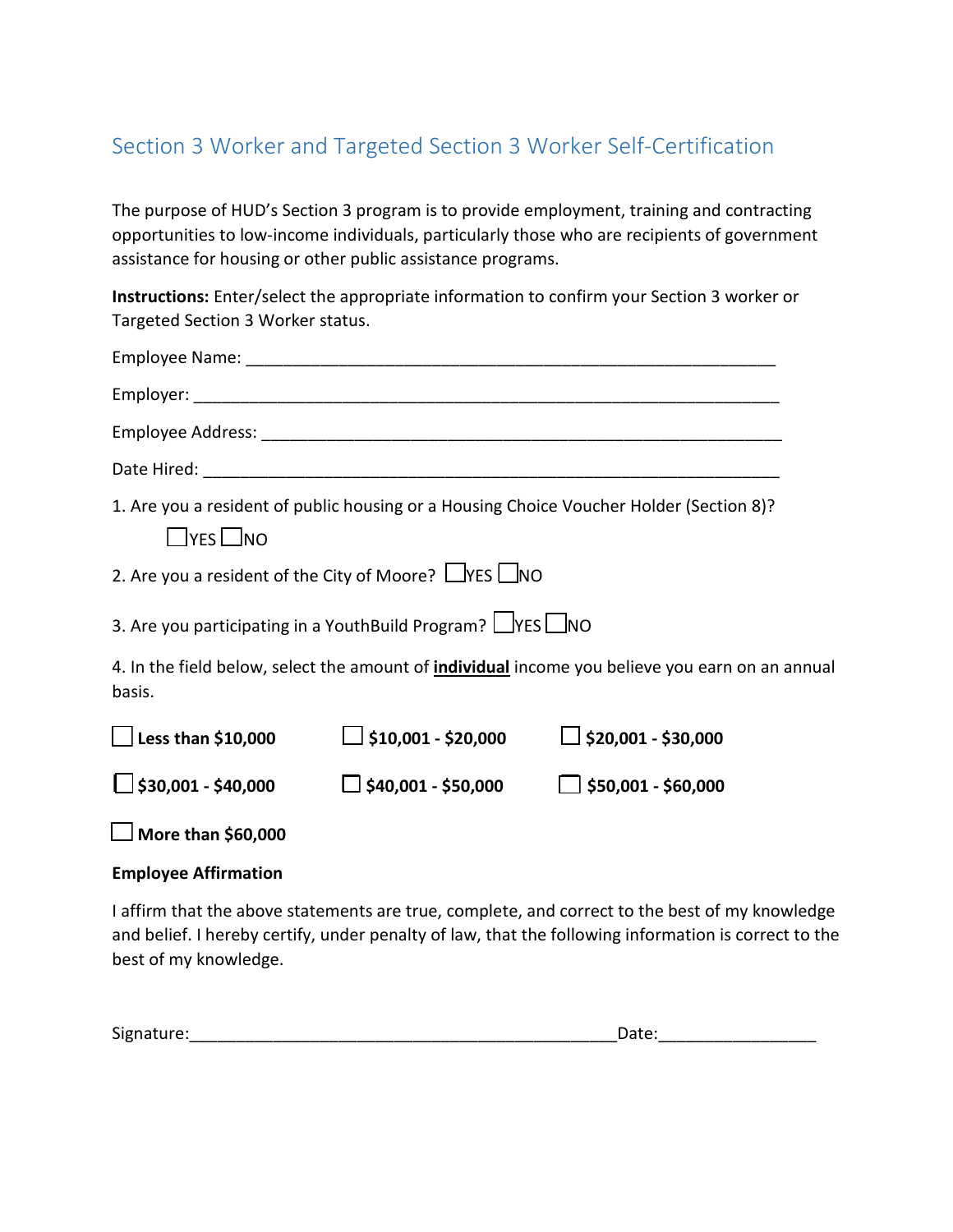## Section 3 Worker and Targeted Section 3 Worker Self-Certification

The purpose of HUD's Section 3 program is to provide employment, training and contracting opportunities to low-income individuals, particularly those who are recipients of government assistance for housing or other public assistance programs.

**Instructions:** Enter/select the appropriate information to confirm your Section 3 worker or Targeted Section 3 Worker status.

Employee Name: ____________________________________________________________

Employer: ________________________________________________________________

Employee Address: __________________________________________________________

Date Hired: _______________________________________________________________

1. Are you a resident of public housing or a Housing Choice Voucher Holder (Section 8)?

   ☐ YES ☐ NO

2. Are you a resident of the City of Moore? ☐ YES ☐ NO

3. Are you participating in a YouthBuild Program? ☐ YES ☐ NO

4. In the field below, select the amount of **individual** income you believe you earn on an annual basis.

☐ **Less than $10,000** ☐ **$10,001 - $20,000** ☐ **$20,001 - $30,000**

☐ **$30,001 - $40,000** ☐ **$40,001 - $50,000** ☐ **$50,001 - $60,000**

☐ **More than $60,000**

**Employee Affirmation**

I affirm that the above statements are true, complete, and correct to the best of my knowledge and belief. I hereby certify, under penalty of law, that the following information is correct to the best of my knowledge.

Signature:_______________________________________________Date:________________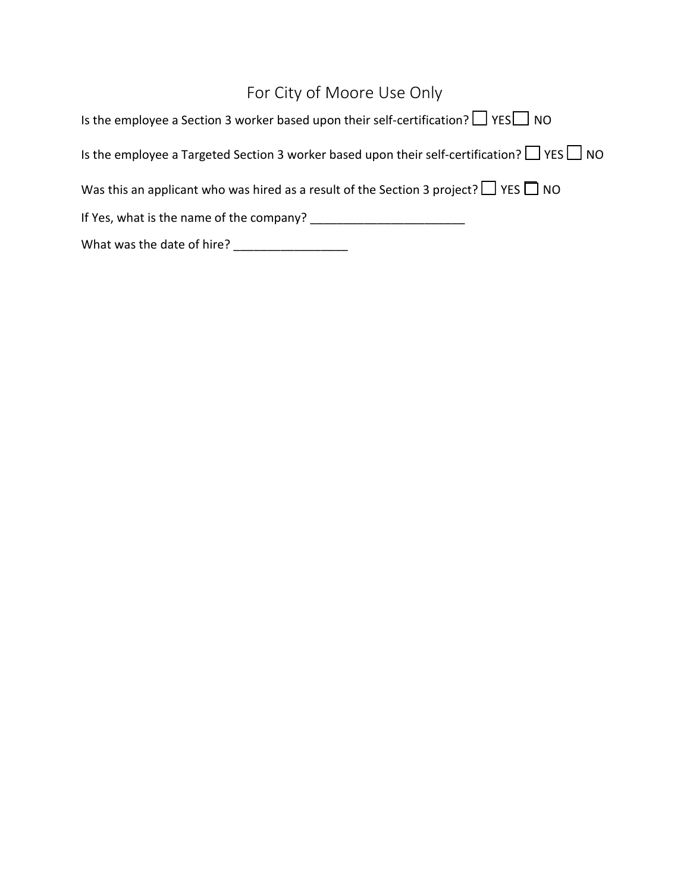## For City of Moore Use Only

Is the employee a Section 3 worker based upon their self-certification? ☐ YES ☐ NO

Is the employee a Targeted Section 3 worker based upon their self-certification? ☐ YES ☐ NO

Was this an applicant who was hired as a result of the Section 3 project? ☐ YES ☐ NO

If Yes, what is the name of the company? _______________________

What was the date of hire? _________________